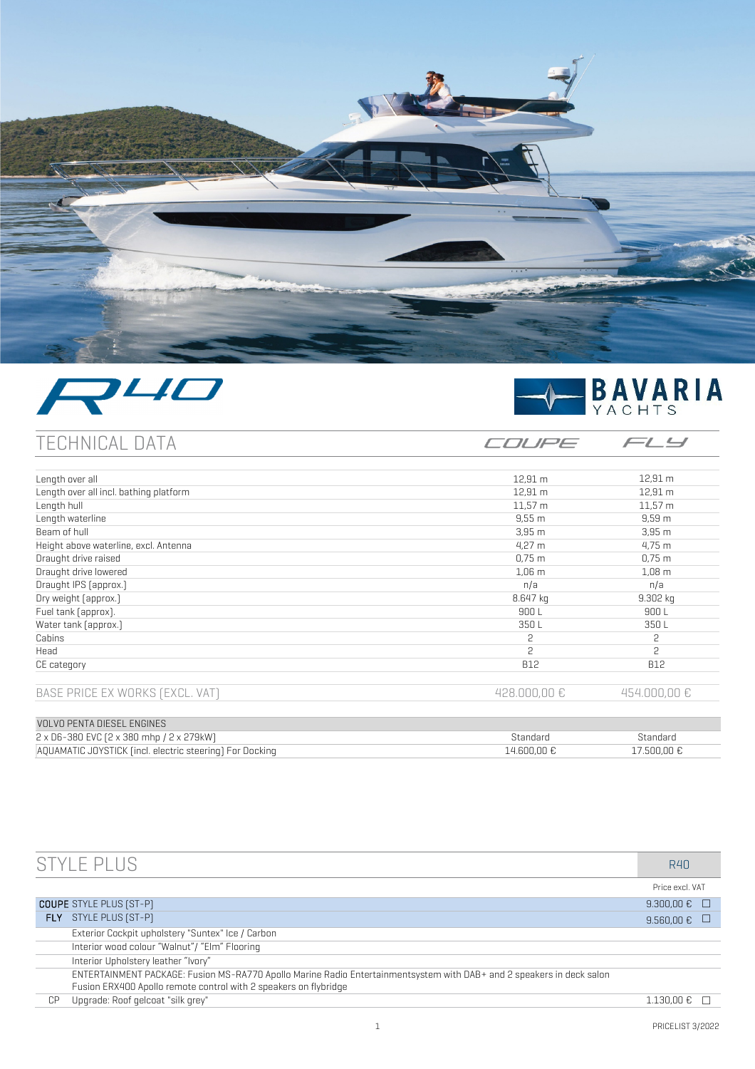# R40

BAVARIA YACHTS

## TECHNICAL DATA

| | COUPE | FLY |
|---|---|---|
| Length over all | 12,91 m | 12,91 m |
| Length over all incl. bathing platform | 12,91 m | 12,91 m |
| Length hull | 11,57 m | 11,57 m |
| Length waterline | 9,55 m | 9,59 m |
| Beam of hull | 3,95 m | 3,95 m |
| Height above waterline, excl. Antenna | 4,27 m | 4,75 m |
| Draught drive raised | 0,75 m | 0,75 m |
| Draught drive lowered | 1,06 m | 1,08 m |
| Draught IPS (approx.) | n/a | n/a |
| Dry weight (approx.) | 8.647 kg | 9.302 kg |
| Fuel tank (approx). | 900 L | 900 L |
| Water tank (approx.) | 350 L | 350 L |
| Cabins | 2 | 2 |
| Head | 2 | 2 |
| CE category | B12 | B12 |

| BASE PRICE EX WORKS (EXCL. VAT) | 428.000,00 € | 454.000,00 € |
|---|---|---|

| VOLVO PENTA DIESEL ENGINES | | |
|---|---|---|
| 2 x D6-380 EVC (2 x 380 mhp / 2 x 279kW) | Standard | Standard |
| AQUAMATIC JOYSTICK (incl. electric steering) For Docking | 14.600,00 € | 17.500,00 € |

## STYLE PLUS

| | | R40 Price excl. VAT |
|---|---|---|
| **COUPE** | STYLE PLUS (ST-P) | 9.300,00 € ☐ |
| **FLY** | STYLE PLUS (ST-P) | 9.560,00 € ☐ |
| | Exterior Cockpit upholstery "Suntex" Ice / Carbon | |
| | Interior wood colour "Walnut"/ "Elm" Flooring | |
| | Interior Upholstery leather "Ivory" | |
| | ENTERTAINMENT PACKAGE: Fusion MS-RA770 Apollo Marine Radio Entertainmentsystem with DAB+ and 2 speakers in deck salon<br>Fusion ERX400 Apollo remote control with 2 speakers on flybridge | |
| CP | Upgrade: Roof gelcoat "silk grey" | 1.130,00 € ☐ |

PRICELIST 3/2022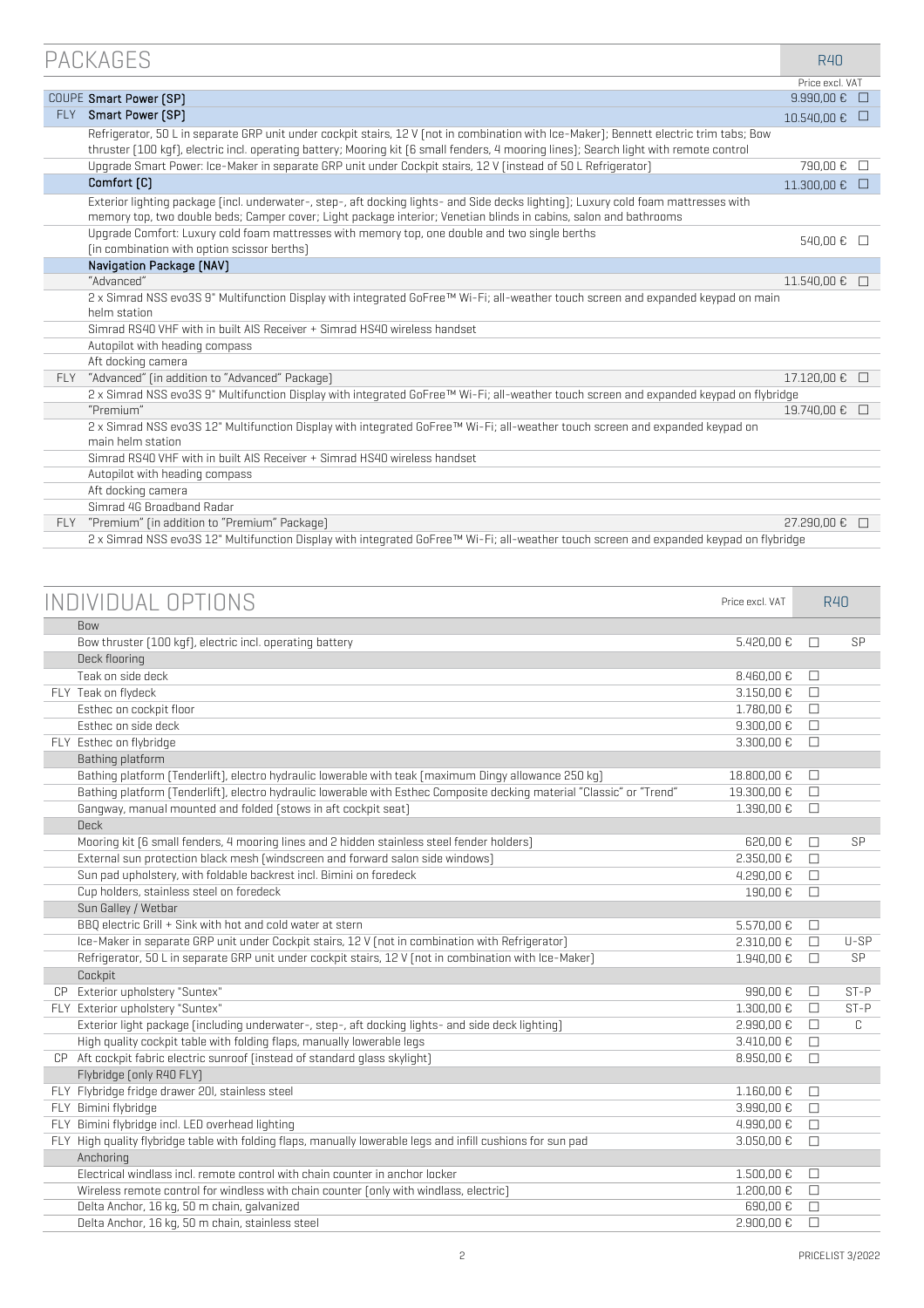## PACKAGES

| | | R40 | |
|---|---|---|---|
| | | Price excl. VAT | |
| COUPE | **Smart Power (SP)** | 9.990,00 € | ☐ |
| FLY | **Smart Power (SP)** | 10.540,00 € | ☐ |
| | Refrigerator, 50 L in separate GRP unit under cockpit stairs, 12 V (not in combination with Ice-Maker); Bennett electric trim tabs; Bow thruster (100 kgf), electric incl. operating battery; Mooring kit (6 small fenders, 4 mooring lines); Search light with remote control | | |
| | Upgrade Smart Power: Ice-Maker in separate GRP unit under Cockpit stairs, 12 V (instead of 50 L Refrigerator) | 790,00 € | ☐ |
| | **Comfort (C)** | 11.300,00 € | ☐ |
| | Exterior lighting package (incl. underwater-, step-, aft docking lights- and Side decks lighting); Luxury cold foam mattresses with memory top, two double beds; Camper cover; Light package interior; Venetian blinds in cabins, salon and bathrooms | | |
| | Upgrade Comfort: Luxury cold foam mattresses with memory top, one double and two single berths (in combination with option scissor berths) | 540,00 € | ☐ |
| | **Navigation Package (NAV)** | | |
| | "Advanced" | 11.540,00 € | ☐ |
| | 2 x Simrad NSS evo3S 9" Multifunction Display with integrated GoFree™ Wi-Fi; all-weather touch screen and expanded keypad on main helm station | | |
| | Simrad RS40 VHF with in built AIS Receiver + Simrad HS40 wireless handset | | |
| | Autopilot with heading compass | | |
| | Aft docking camera | | |
| FLY | "Advanced" (in addition to "Advanced" Package) | 17.120,00 € | ☐ |
| | 2 x Simrad NSS evo3S 9" Multifunction Display with integrated GoFree™ Wi-Fi; all-weather touch screen and expanded keypad on flybridge | | |
| | "Premium" | 19.740,00 € | ☐ |
| | 2 x Simrad NSS evo3S 12" Multifunction Display with integrated GoFree™ Wi-Fi; all-weather touch screen and expanded keypad on main helm station | | |
| | Simrad RS40 VHF with in built AIS Receiver + Simrad HS40 wireless handset | | |
| | Autopilot with heading compass | | |
| | Aft docking camera | | |
| | Simrad 4G Broadband Radar | | |
| FLY | "Premium" (in addition to "Premium" Package) | 27.290,00 € | ☐ |
| | 2 x Simrad NSS evo3S 12" Multifunction Display with integrated GoFree™ Wi-Fi; all-weather touch screen and expanded keypad on flybridge | | |

## INDIVIDUAL OPTIONS

| | | Price excl. VAT | R40 | |
|---|---|---|---|---|
| | **Bow** | | | |
| | Bow thruster (100 kgf), electric incl. operating battery | 5.420,00 € | ☐ | SP |
| | **Deck flooring** | | | |
| | Teak on side deck | 8.460,00 € | ☐ | |
| FLY | Teak on flydeck | 3.150,00 € | ☐ | |
| | Esthec on cockpit floor | 1.780,00 € | ☐ | |
| | Esthec on side deck | 9.300,00 € | ☐ | |
| FLY | Esthec on flybridge | 3.300,00 € | ☐ | |
| | **Bathing platform** | | | |
| | Bathing platform (Tenderlift), electro hydraulic lowerable with teak (maximum Dingy allowance 250 kg) | 18.800,00 € | ☐ | |
| | Bathing platform (Tenderlift), electro hydraulic lowerable with Esthec Composite decking material "Classic" or "Trend" | 19.300,00 € | ☐ | |
| | Gangway, manual mounted and folded (stows in aft cockpit seat) | 1.390,00 € | ☐ | |
| | **Deck** | | | |
| | Mooring kit (6 small fenders, 4 mooring lines and 2 hidden stainless steel fender holders) | 620,00 € | ☐ | SP |
| | External sun protection black mesh (windscreen and forward salon side windows) | 2.350,00 € | ☐ | |
| | Sun pad upholstery, with foldable backrest incl. Bimini on foredeck | 4.290,00 € | ☐ | |
| | Cup holders, stainless steel on foredeck | 190,00 € | ☐ | |
| | **Sun Galley / Wetbar** | | | |
| | BBQ electric Grill + Sink with hot and cold water at stern | 5.570,00 € | ☐ | |
| | Ice-Maker in separate GRP unit under Cockpit stairs, 12 V (not in combination with Refrigerator) | 2.310,00 € | ☐ | U-SP |
| | Refrigerator, 50 L in separate GRP unit under cockpit stairs, 12 V (not in combination with Ice-Maker) | 1.940,00 € | ☐ | SP |
| | **Cockpit** | | | |
| CP | Exterior upholstery "Suntex" | 990,00 € | ☐ | ST-P |
| FLY | Exterior upholstery "Suntex" | 1.300,00 € | ☐ | ST-P |
| | Exterior light package (including underwater-, step-, aft docking lights- and side deck lighting) | 2.990,00 € | ☐ | C |
| | High quality cockpit table with folding flaps, manually lowerable legs | 3.410,00 € | ☐ | |
| CP | Aft cockpit fabric electric sunroof (instead of standard glass skylight) | 8.950,00 € | ☐ | |
| | **Flybridge (only R40 FLY)** | | | |
| FLY | Flybridge fridge drawer 20l, stainless steel | 1.160,00 € | ☐ | |
| FLY | Bimini flybridge | 3.990,00 € | ☐ | |
| FLY | Bimini flybridge incl. LED overhead lighting | 4.990,00 € | ☐ | |
| FLY | High quality flybridge table with folding flaps, manually lowerable legs and infill cushions for sun pad | 3.050,00 € | ☐ | |
| | **Anchoring** | | | |
| | Electrical windlass incl. remote control with chain counter in anchor locker | 1.500,00 € | ☐ | |
| | Wireless remote control for windless with chain counter (only with windlass, electric) | 1.200,00 € | ☐ | |
| | Delta Anchor, 16 kg, 50 m chain, galvanized | 690,00 € | ☐ | |
| | Delta Anchor, 16 kg, 50 m chain, stainless steel | 2.900,00 € | ☐ | |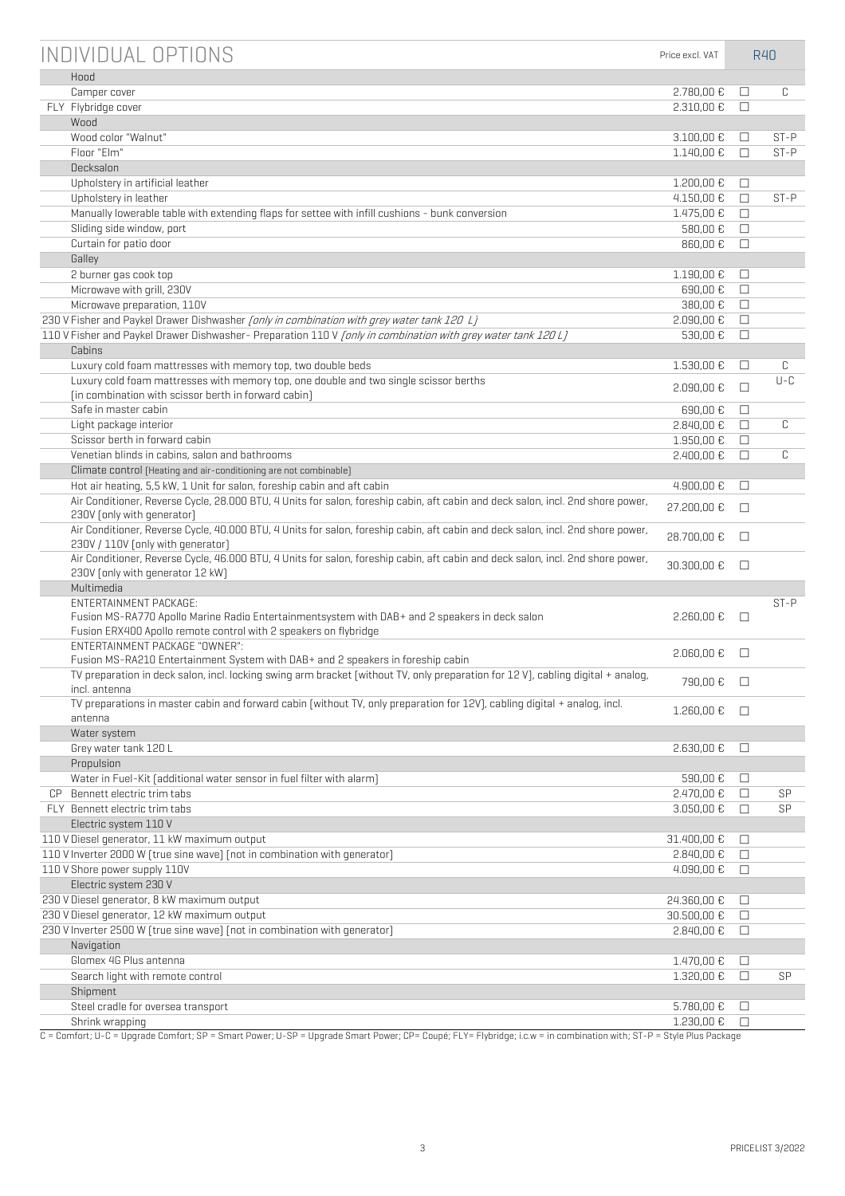| | INDIVIDUAL OPTIONS | Price excl. VAT | R40 | |
|---|---|---|---|---|
| | **Hood** | | | |
| | Camper cover | 2.780,00 € | ☐ | C |
| FLY | Flybridge cover | 2.310,00 € | ☐ | |
| | **Wood** | | | |
| | Wood color "Walnut" | 3.100,00 € | ☐ | ST-P |
| | Floor "Elm" | 1.140,00 € | ☐ | ST-P |
| | **Decksalon** | | | |
| | Upholstery in artificial leather | 1.200,00 € | ☐ | |
| | Upholstery in leather | 4.150,00 € | ☐ | ST-P |
| | Manually lowerable table with extending flaps for settee with infill cushions - bunk conversion | 1.475,00 € | ☐ | |
| | Sliding side window, port | 580,00 € | ☐ | |
| | Curtain for patio door | 860,00 € | ☐ | |
| | **Galley** | | | |
| | 2 burner gas cook top | 1.190,00 € | ☐ | |
| | Microwave with grill, 230V | 690,00 € | ☐ | |
| | Microwave preparation, 110V | 380,00 € | ☐ | |
| 230 V | Fisher and Paykel Drawer Dishwasher *(only in combination with grey water tank 120 L)* | 2.090,00 € | ☐ | |
| 110 V | Fisher and Paykel Drawer Dishwasher- Preparation 110 V *(only in combination with grey water tank 120 L)* | 530,00 € | ☐ | |
| | **Cabins** | | | |
| | Luxury cold foam mattresses with memory top, two double beds | 1.530,00 € | ☐ | C |
| | Luxury cold foam mattresses with memory top, one double and two single scissor berths (in combination with scissor berth in forward cabin) | 2.090,00 € | ☐ | U-C |
| | Safe in master cabin | 690,00 € | ☐ | |
| | Light package interior | 2.840,00 € | ☐ | C |
| | Scissor berth in forward cabin | 1.950,00 € | ☐ | |
| | Venetian blinds in cabins, salon and bathrooms | 2.400,00 € | ☐ | C |
| | **Climate control** (Heating and air-conditioning are not combinable) | | | |
| | Hot air heating, 5,5 kW, 1 Unit for salon, foreship cabin and aft cabin | 4.900,00 € | ☐ | |
| | Air Conditioner, Reverse Cycle, 28.000 BTU, 4 Units for salon, foreship cabin, aft cabin and deck salon, incl. 2nd shore power, 230V (only with generator) | 27.200,00 € | ☐ | |
| | Air Conditioner, Reverse Cycle, 40.000 BTU, 4 Units for salon, foreship cabin, aft cabin and deck salon, incl. 2nd shore power, 230V / 110V (only with generator) | 28.700,00 € | ☐ | |
| | Air Conditioner, Reverse Cycle, 46.000 BTU, 4 Units for salon, foreship cabin, aft cabin and deck salon, incl. 2nd shore power, 230V (only with generator 12 kW) | 30.300,00 € | ☐ | |
| | **Multimedia** | | | |
| | ENTERTAINMENT PACKAGE: Fusion MS-RA770 Apollo Marine Radio Entertainmentsystem with DAB+ and 2 speakers in deck salon Fusion ERX400 Apollo remote control with 2 speakers on flybridge | 2.260,00 € | ☐ | ST-P |
| | ENTERTAINMENT PACKAGE "OWNER": Fusion MS-RA210 Entertainment System with DAB+ and 2 speakers in foreship cabin | 2.060,00 € | ☐ | |
| | TV preparation in deck salon, incl. locking swing arm bracket (without TV, only preparation for 12 V), cabling digital + analog, incl. antenna | 790,00 € | ☐ | |
| | TV preparations in master cabin and forward cabin (without TV, only preparation for 12V), cabling digital + analog, incl. antenna | 1.260,00 € | ☐ | |
| | **Water system** | | | |
| | Grey water tank 120 L | 2.630,00 € | ☐ | |
| | **Propulsion** | | | |
| | Water in Fuel-Kit (additional water sensor in fuel filter with alarm) | 590,00 € | ☐ | |
| CP | Bennett electric trim tabs | 2.470,00 € | ☐ | SP |
| FLY | Bennett electric trim tabs | 3.050,00 € | ☐ | SP |
| | **Electric system 110 V** | | | |
| 110 V | Diesel generator, 11 kW maximum output | 31.400,00 € | ☐ | |
| 110 V | Inverter 2000 W (true sine wave) (not in combination with generator) | 2.840,00 € | ☐ | |
| 110 V | Shore power supply 110V | 4.090,00 € | ☐ | |
| | **Electric system 230 V** | | | |
| 230 V | Diesel generator, 8 kW maximum output | 24.360,00 € | ☐ | |
| 230 V | Diesel generator, 12 kW maximum output | 30.500,00 € | ☐ | |
| 230 V | Inverter 2500 W (true sine wave) (not in combination with generator) | 2.840,00 € | ☐ | |
| | **Navigation** | | | |
| | Glomex 4G Plus antenna | 1.470,00 € | ☐ | |
| | Search light with remote control | 1.320,00 € | ☐ | SP |
| | **Shipment** | | | |
| | Steel cradle for oversea transport | 5.780,00 € | ☐ | |
| | Shrink wrapping | 1.230,00 € | ☐ | |

C = Comfort; U-C = Upgrade Comfort; SP = Smart Power; U-SP = Upgrade Smart Power; CP= Coupé; FLY= Flybridge; i.c.w = in combination with; ST-P = Style Plus Package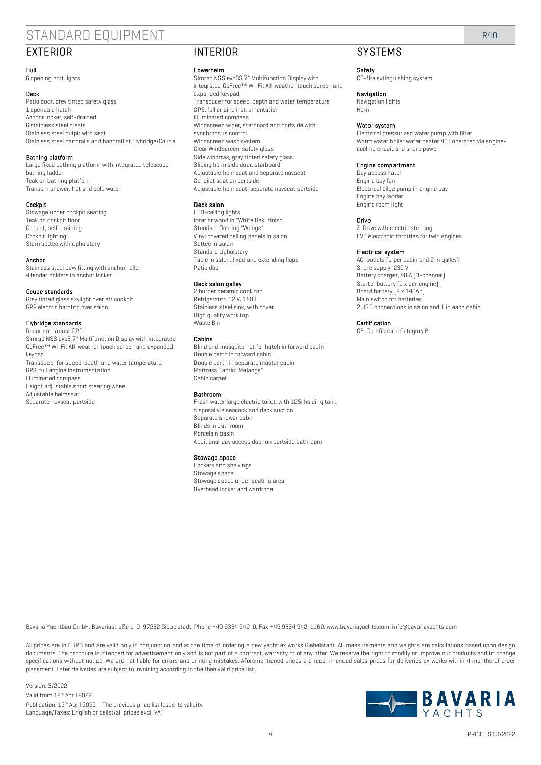# STANDARD EQUIPMENT

R40

## EXTERIOR

### Hull
6 opening port lights

### Deck
Patio door, grey tinted safety glass
1 openable hatch
Anchor locker, self-drained
6 stainless steel cleats
Stainless steel pulpit with seat
Stainless steel handrails and handrail at Flybridge/Coupé

### Bathing platform
Large fixed bathing platform with integrated telescope bathing ladder
Teak on bathing platform
Transom shower, hot and cold water

### Cockpit
Stowage under cockpit seating
Teak on cockpit floor
Cockpit, self-draining
Cockpit lighting
Stern settee with upholstery

### Anchor
Stainless steel bow fitting with anchor roller
4 fender holders in anchor locker

### Coupe standards
Grey tinted glass skylight over aft cockpit
GRP electric hardtop over salon

### Flybridge standards
Radar arch/mast GRP
Simrad NSS evo3 7" Multifunction Display with integrated GoFree™ Wi-Fi; All-weather touch screen and expanded keypad
Transducer for speed, depth and water temperature
GPS, full engine instrumentation
Illuminated compass
Height adjustable sport steering wheel
Adjustable helmseat
Separate navseat portside

## INTERIOR

### Lowerhelm
Simrad NSS evo3S 7" Multifunction Display with integrated GoFree™ Wi-Fi; All-weather touch screen and expanded keypad
Transducer for speed, depth and water temperature
GPS, full engine instrumentation
Illuminated compass
Windscreen wiper, starboard and portside with synchronous control
Windscreen wash system
Clear Windscreen, safety glass
Side windows, grey tinted safety glass
Sliding helm side door, starboard
Adjustable helmseat and separate navseat
Co-pilot seat on portside
Adjustable helmseat, separate navseat portside

### Deck salon
LED-ceiling lights
Interior wood in "White Oak" finish
Standard flooring "Wenge"
Vinyl covered ceiling panels in salon
Settee in salon
Standard Upholstery
Table in salon, fixed and extending flaps
Patio door

### Deck salon galley
2 burner ceramic cook top
Refrigerator, 12 V, 140 L
Stainless steel sink, with cover
High quality work top
Waste Bin

### Cabins
Blind and mosquito net for hatch in forward cabin
Double berth in forward cabin
Double berth in separate master cabin
Mattress Fabric "Melange"
Cabin carpet

### Bathroom
Fresh water large electric toilet, with 125l holding tank, disposal via seacock and deck suction
Separate shower cabin
Blinds in bathroom
Porcelain basin
Additional day access door on portside bathroom

### Stowage space
Lockers and shelvings
Stowage space
Stowage space under seating area
Overhead locker and wardrobe

## SYSTEMS

### Safety
CE-fire extinguishing system

### Navigation
Navigation lights
Horn

### Water system
Electrical pressurized water pump with filter
Warm water boiler water heater 40 l operated via engine-cooling circuit and shore power

### Engine compartment
Day access hatch
Engine bay fan
Electrical bilge pump in engine bay
Engine bay ladder
Engine room light

### Drive
Z-Drive with electric steering
EVC electronic throttles for twin engines

### Electrical system
AC-outlets (1 per cabin and 2 in galley)
Shore supply, 230 V
Battery charger, 40 A (3-channel)
Starter battery (1 x per engine)
Board battery (2 x 140Ah)
Main switch for batteries
2 USB connections in salon and 1 in each cabin

### Certification
CE-Certification Category B

Bavaria Yachtbau GmbH, Bavariastraße 1, D-97232 Giebelstadt, Phone +49 9334 942-0, Fax +49 9334 942-1160, www.bavariayachts.com, info@bavariayachts.com

All prices are in EURO and are valid only in conjunction and at the time of ordering a new yacht ex works Giebelstadt. All measurements and weights are calculations based upon design documents. The brochure is intended for advertisement only and is not part of a contract, warranty or of any offer. We reserve the right to modify or improve our products and to change specifications without notice. We are not liable for errors and printing mistakes. Aforementioned prices are recommended sales prices for deliveries ex works within 4 months of order placement. Later deliveries are subject to invoicing according to the then valid price list.

Version: 3/2022
Valid from 12th April 2022
Publication: 12th April 2022 – The previous price list loses its validity.
Language/Taxes: English pricelist/all prices excl. VAT

BAVARIA YACHTS